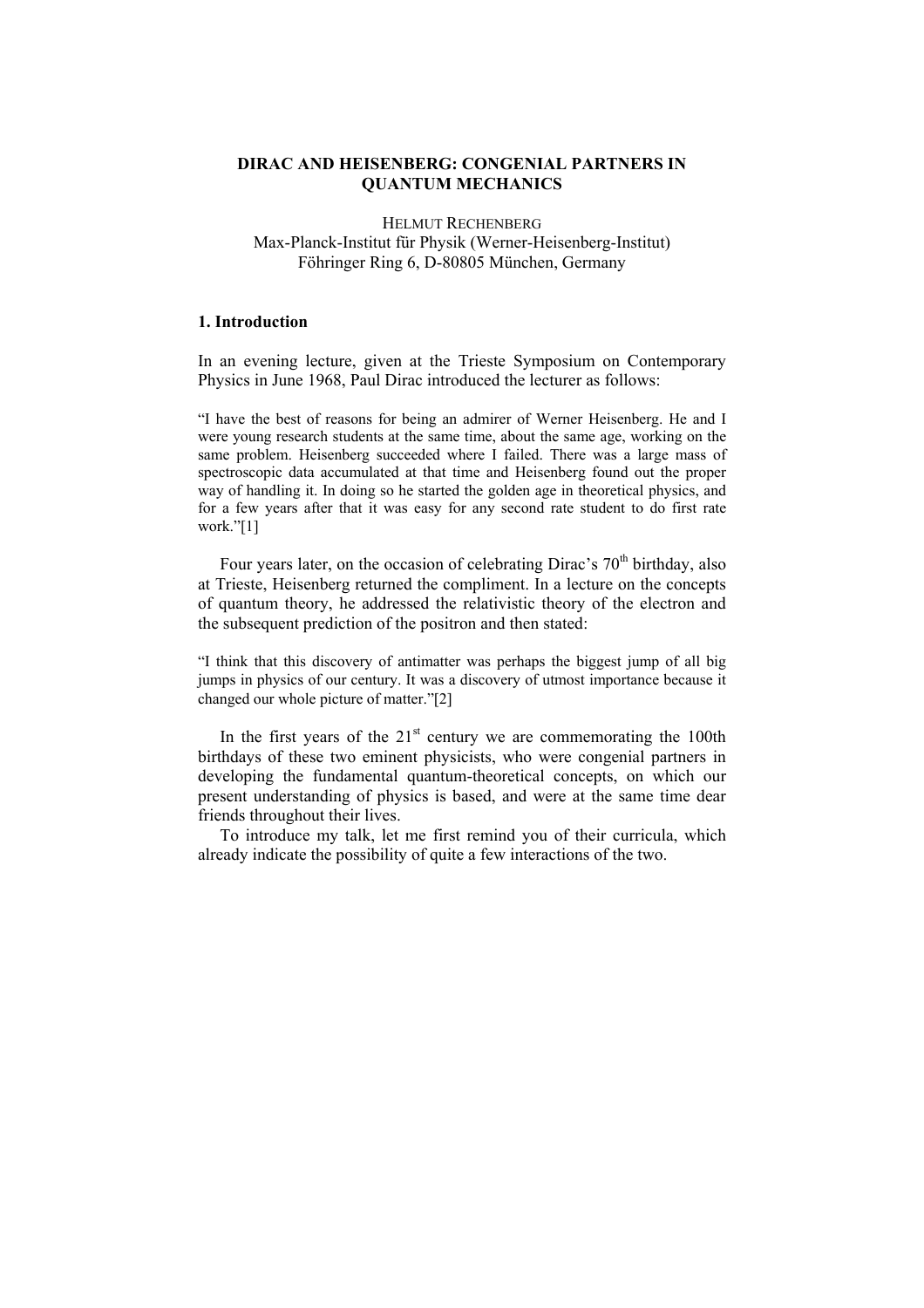# DIRAC AND HEISENBERG: CONGENIAL PARTNERS IN QUANTUM MECHANICS

HELMUT RECHENBERG
Max-Planck-Institut für Physik (Werner-Heisenberg-Institut)
Föhringer Ring 6, D-80805 München, Germany

## 1. Introduction

In an evening lecture, given at the Trieste Symposium on Contemporary Physics in June 1968, Paul Dirac introduced the lecturer as follows:

> "I have the best of reasons for being an admirer of Werner Heisenberg. He and I were young research students at the same time, about the same age, working on the same problem. Heisenberg succeeded where I failed. There was a large mass of spectroscopic data accumulated at that time and Heisenberg found out the proper way of handling it. In doing so he started the golden age in theoretical physics, and for a few years after that it was easy for any second rate student to do first rate work."[1]

Four years later, on the occasion of celebrating Dirac's 70th birthday, also at Trieste, Heisenberg returned the compliment. In a lecture on the concepts of quantum theory, he addressed the relativistic theory of the electron and the subsequent prediction of the positron and then stated:

> "I think that this discovery of antimatter was perhaps the biggest jump of all big jumps in physics of our century. It was a discovery of utmost importance because it changed our whole picture of matter."[2]

In the first years of the 21st century we are commemorating the 100th birthdays of these two eminent physicists, who were congenial partners in developing the fundamental quantum-theoretical concepts, on which our present understanding of physics is based, and were at the same time dear friends throughout their lives.

To introduce my talk, let me first remind you of their curricula, which already indicate the possibility of quite a few interactions of the two.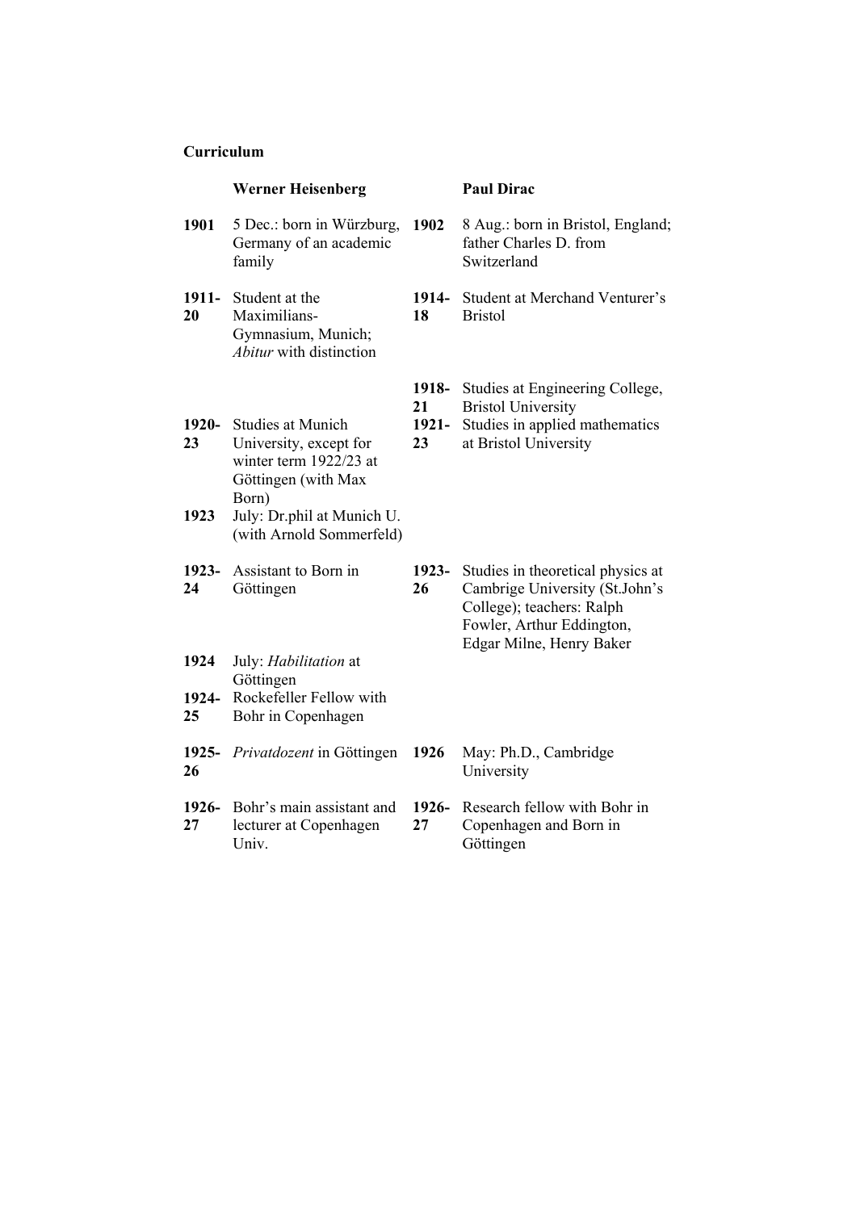**Curriculum**

| | Werner Heisenberg | | Paul Dirac |
|---|---|---|---|
| **1901** | 5 Dec.: born in Würzburg, Germany of an academic family | **1902** | 8 Aug.: born in Bristol, England; father Charles D. from Switzerland |
| **1911-20** | Student at the Maximilians-Gymnasium, Munich; *Abitur* with distinction | **1914-18** | Student at Merchand Venturer's Bristol |
| | | **1918-21** | Studies at Engineering College, Bristol University |
| **1920-23** | Studies at Munich University, except for winter term 1922/23 at Göttingen (with Max Born) | **1921-23** | Studies in applied mathematics at Bristol University |
| **1923** | July: Dr.phil at Munich U. (with Arnold Sommerfeld) | | |
| **1923-24** | Assistant to Born in Göttingen | **1923-26** | Studies in theoretical physics at Cambrige University (St.John's College); teachers: Ralph Fowler, Arthur Eddington, Edgar Milne, Henry Baker |
| **1924** | July: *Habilitation* at Göttingen | | |
| **1924-25** | Rockefeller Fellow with Bohr in Copenhagen | | |
| **1925-26** | *Privatdozent* in Göttingen | **1926** | May: Ph.D., Cambridge University |
| **1926-27** | Bohr's main assistant and lecturer at Copenhagen Univ. | **1926-27** | Research fellow with Bohr in Copenhagen and Born in Göttingen |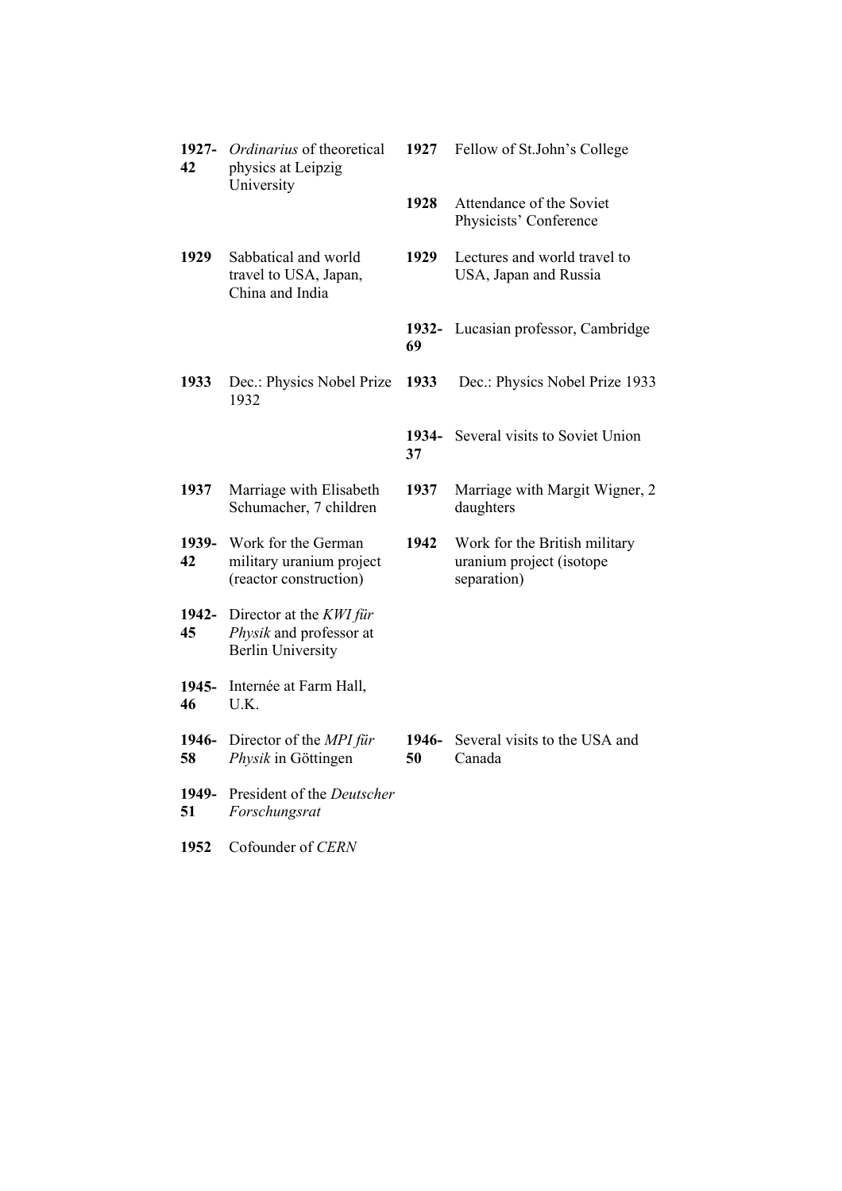| | | | |
|---|---|---|---|
| **1927-42** | *Ordinarius* of theoretical physics at Leipzig University | **1927** | Fellow of St.John's College |
| | | **1928** | Attendance of the Soviet Physicists' Conference |
| **1929** | Sabbatical and world travel to USA, Japan, China and India | **1929** | Lectures and world travel to USA, Japan and Russia |
| | | **1932-69** | Lucasian professor, Cambridge |
| **1933** | Dec.: Physics Nobel Prize 1932 | **1933** | Dec.: Physics Nobel Prize 1933 |
| | | **1934-37** | Several visits to Soviet Union |
| **1937** | Marriage with Elisabeth Schumacher, 7 children | **1937** | Marriage with Margit Wigner, 2 daughters |
| **1939-42** | Work for the German military uranium project (reactor construction) | **1942** | Work for the British military uranium project (isotope separation) |
| **1942-45** | Director at the *KWI für Physik* and professor at Berlin University | | |
| **1945-46** | Internée at Farm Hall, U.K. | | |
| **1946-58** | Director of the *MPI für Physik* in Göttingen | **1946-50** | Several visits to the USA and Canada |
| **1949-51** | President of the *Deutscher Forschungsrat* | | |
| **1952** | Cofounder of *CERN* | | |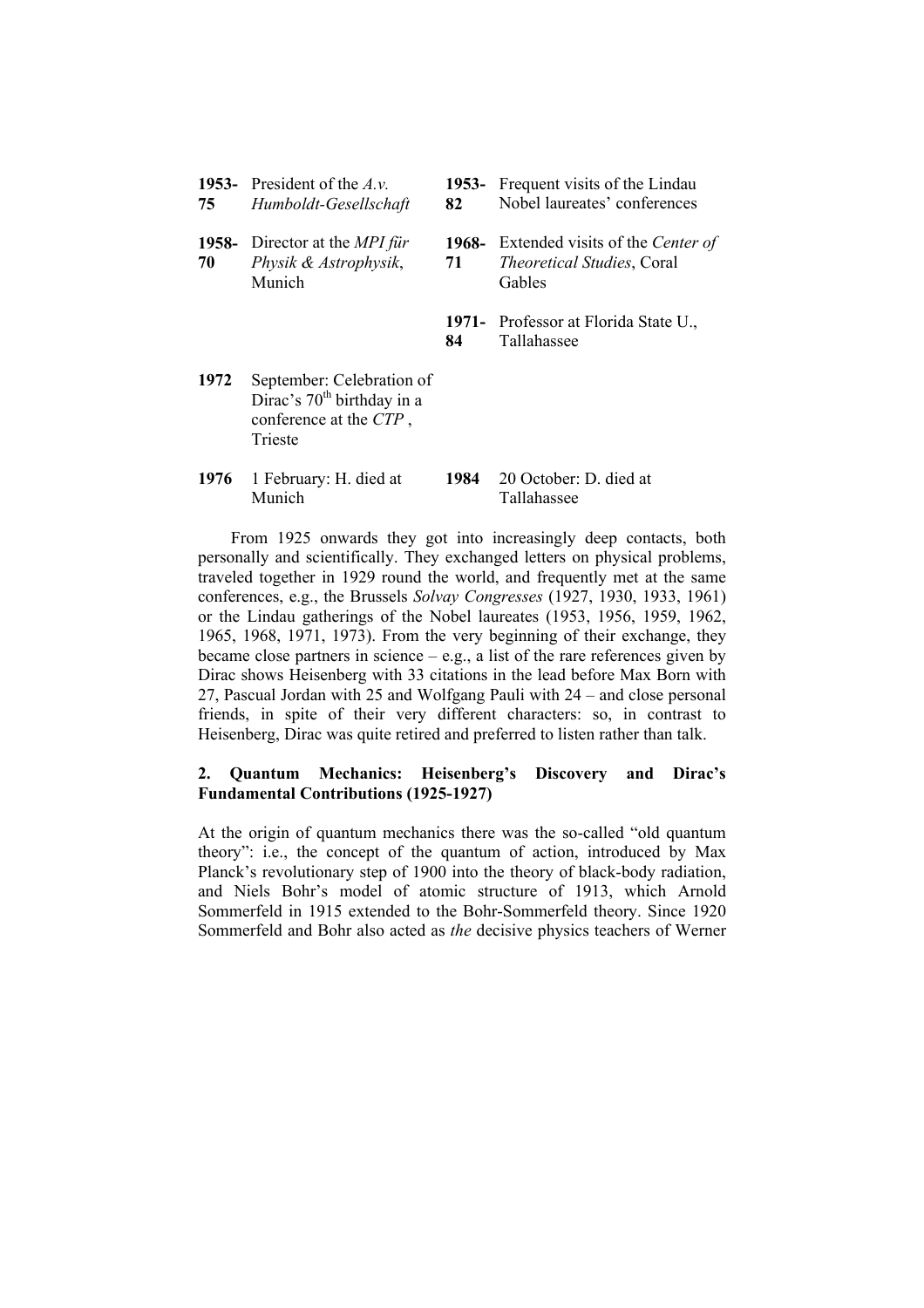| | | | |
|---|---|---|---|
| **1953-75** | President of the *A.v. Humboldt-Gesellschaft* | **1953-82** | Frequent visits of the Lindau Nobel laureates' conferences |
| **1958-70** | Director at the *MPI für Physik & Astrophysik*, Munich | **1968-71** | Extended visits of the *Center of Theoretical Studies*, Coral Gables |
| | | **1971-84** | Professor at Florida State U., Tallahassee |
| **1972** | September: Celebration of Dirac's 70th birthday in a conference at the *CTP* , Trieste | | |
| **1976** | 1 February: H. died at Munich | **1984** | 20 October: D. died at Tallahassee |

From 1925 onwards they got into increasingly deep contacts, both personally and scientifically. They exchanged letters on physical problems, traveled together in 1929 round the world, and frequently met at the same conferences, e.g., the Brussels *Solvay Congresses* (1927, 1930, 1933, 1961) or the Lindau gatherings of the Nobel laureates (1953, 1956, 1959, 1962, 1965, 1968, 1971, 1973). From the very beginning of their exchange, they became close partners in science – e.g., a list of the rare references given by Dirac shows Heisenberg with 33 citations in the lead before Max Born with 27, Pascual Jordan with 25 and Wolfgang Pauli with 24 – and close personal friends, in spite of their very different characters: so, in contrast to Heisenberg, Dirac was quite retired and preferred to listen rather than talk.

## 2. Quantum Mechanics: Heisenberg's Discovery and Dirac's Fundamental Contributions (1925-1927)

At the origin of quantum mechanics there was the so-called "old quantum theory": i.e., the concept of the quantum of action, introduced by Max Planck's revolutionary step of 1900 into the theory of black-body radiation, and Niels Bohr's model of atomic structure of 1913, which Arnold Sommerfeld in 1915 extended to the Bohr-Sommerfeld theory. Since 1920 Sommerfeld and Bohr also acted as *the* decisive physics teachers of Werner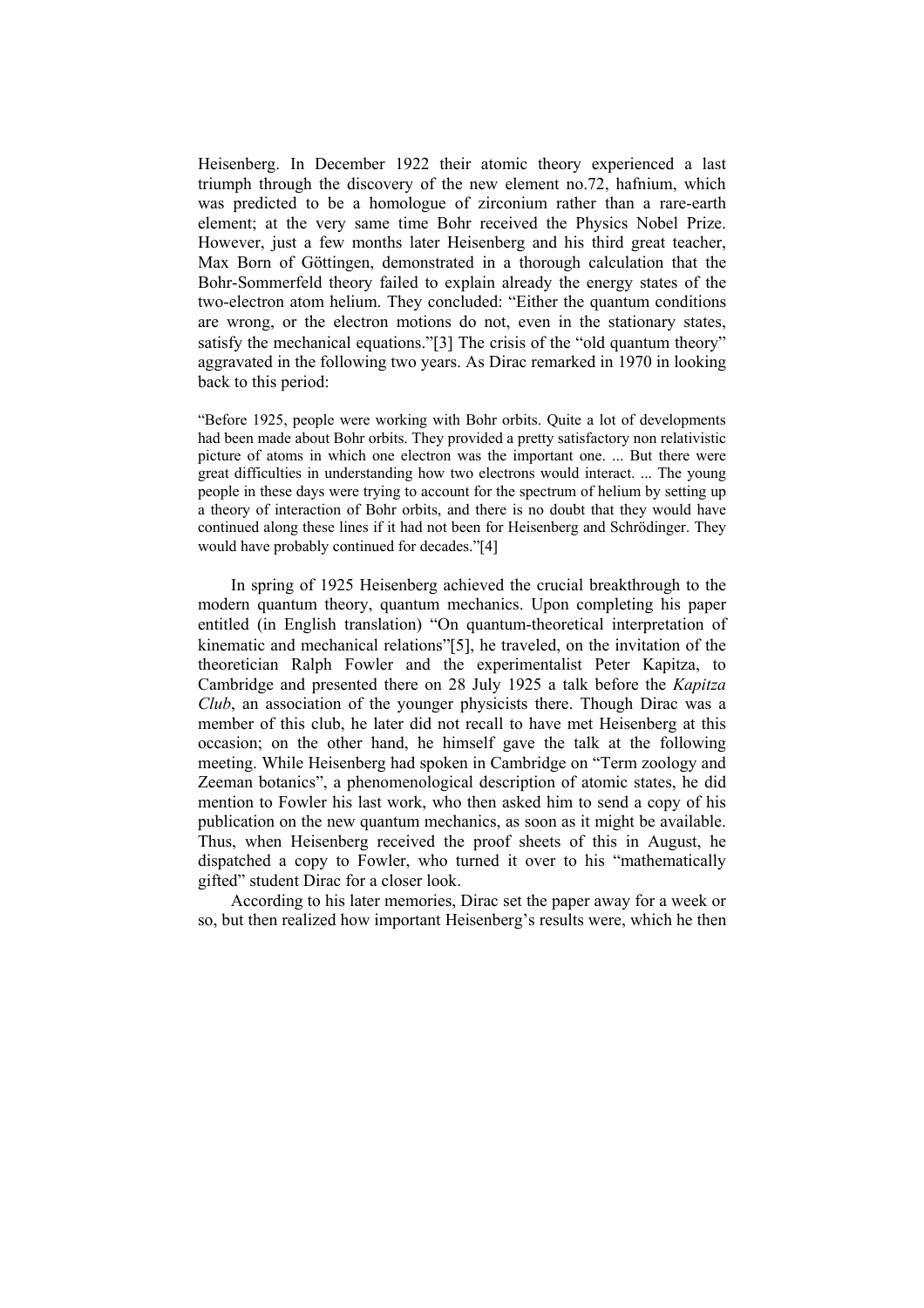Heisenberg. In December 1922 their atomic theory experienced a last triumph through the discovery of the new element no.72, hafnium, which was predicted to be a homologue of zirconium rather than a rare-earth element; at the very same time Bohr received the Physics Nobel Prize. However, just a few months later Heisenberg and his third great teacher, Max Born of Göttingen, demonstrated in a thorough calculation that the Bohr-Sommerfeld theory failed to explain already the energy states of the two-electron atom helium. They concluded: "Either the quantum conditions are wrong, or the electron motions do not, even in the stationary states, satisfy the mechanical equations."[3] The crisis of the "old quantum theory" aggravated in the following two years. As Dirac remarked in 1970 in looking back to this period:

> "Before 1925, people were working with Bohr orbits. Quite a lot of developments had been made about Bohr orbits. They provided a pretty satisfactory non relativistic picture of atoms in which one electron was the important one. ... But there were great difficulties in understanding how two electrons would interact. ... The young people in these days were trying to account for the spectrum of helium by setting up a theory of interaction of Bohr orbits, and there is no doubt that they would have continued along these lines if it had not been for Heisenberg and Schrödinger. They would have probably continued for decades."[4]

In spring of 1925 Heisenberg achieved the crucial breakthrough to the modern quantum theory, quantum mechanics. Upon completing his paper entitled (in English translation) "On quantum-theoretical interpretation of kinematic and mechanical relations"[5], he traveled, on the invitation of the theoretician Ralph Fowler and the experimentalist Peter Kapitza, to Cambridge and presented there on 28 July 1925 a talk before the *Kapitza Club*, an association of the younger physicists there. Though Dirac was a member of this club, he later did not recall to have met Heisenberg at this occasion; on the other hand, he himself gave the talk at the following meeting. While Heisenberg had spoken in Cambridge on "Term zoology and Zeeman botanics", a phenomenological description of atomic states, he did mention to Fowler his last work, who then asked him to send a copy of his publication on the new quantum mechanics, as soon as it might be available. Thus, when Heisenberg received the proof sheets of this in August, he dispatched a copy to Fowler, who turned it over to his "mathematically gifted" student Dirac for a closer look.

According to his later memories, Dirac set the paper away for a week or so, but then realized how important Heisenberg's results were, which he then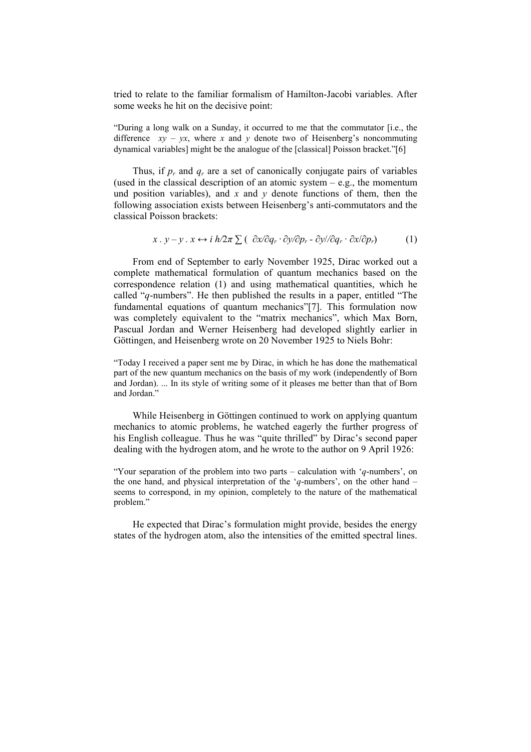tried to relate to the familiar formalism of Hamilton-Jacobi variables. After some weeks he hit on the decisive point:

> "During a long walk on a Sunday, it occurred to me that the commutator [i.e., the difference $xy - yx$, where $x$ and $y$ denote two of Heisenberg's noncommuting dynamical variables] might be the analogue of the [classical] Poisson bracket."[6]

Thus, if $p_r$ and $q_r$ are a set of canonically conjugate pairs of variables (used in the classical description of an atomic system – e.g., the momentum und position variables), and $x$ and $y$ denote functions of them, then the following association exists between Heisenberg's anti-commutators and the classical Poisson brackets:

$$x \,.\, y - y \,.\, x \leftrightarrow i\, h/2\pi \sum \left( \partial x/\partial q_r \cdot \partial y/\partial p_r - \partial y/\partial q_r \cdot \partial x/\partial p_r \right) \qquad (1)$$

From end of September to early November 1925, Dirac worked out a complete mathematical formulation of quantum mechanics based on the correspondence relation (1) and using mathematical quantities, which he called "*q*-numbers". He then published the results in a paper, entitled "The fundamental equations of quantum mechanics"[7]. This formulation now was completely equivalent to the "matrix mechanics", which Max Born, Pascual Jordan and Werner Heisenberg had developed slightly earlier in Göttingen, and Heisenberg wrote on 20 November 1925 to Niels Bohr:

> "Today I received a paper sent me by Dirac, in which he has done the mathematical part of the new quantum mechanics on the basis of my work (independently of Born and Jordan). ... In its style of writing some of it pleases me better than that of Born and Jordan."

While Heisenberg in Göttingen continued to work on applying quantum mechanics to atomic problems, he watched eagerly the further progress of his English colleague. Thus he was "quite thrilled" by Dirac's second paper dealing with the hydrogen atom, and he wrote to the author on 9 April 1926:

> "Your separation of the problem into two parts – calculation with '*q*-numbers', on the one hand, and physical interpretation of the '*q*-numbers', on the other hand – seems to correspond, in my opinion, completely to the nature of the mathematical problem."

He expected that Dirac's formulation might provide, besides the energy states of the hydrogen atom, also the intensities of the emitted spectral lines.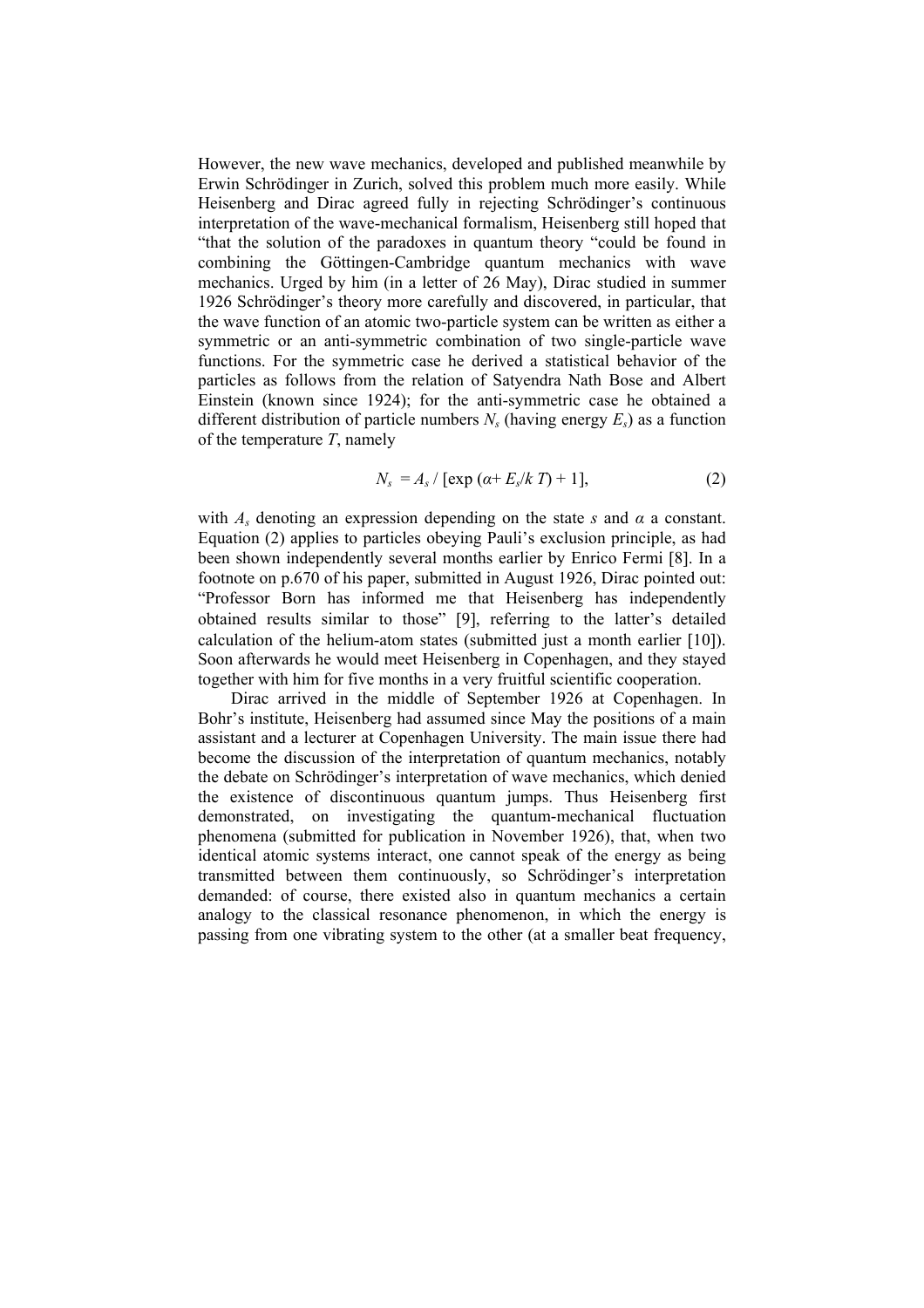However, the new wave mechanics, developed and published meanwhile by Erwin Schrödinger in Zurich, solved this problem much more easily. While Heisenberg and Dirac agreed fully in rejecting Schrödinger's continuous interpretation of the wave-mechanical formalism, Heisenberg still hoped that "that the solution of the paradoxes in quantum theory "could be found in combining the Göttingen-Cambridge quantum mechanics with wave mechanics. Urged by him (in a letter of 26 May), Dirac studied in summer 1926 Schrödinger's theory more carefully and discovered, in particular, that the wave function of an atomic two-particle system can be written as either a symmetric or an anti-symmetric combination of two single-particle wave functions. For the symmetric case he derived a statistical behavior of the particles as follows from the relation of Satyendra Nath Bose and Albert Einstein (known since 1924); for the anti-symmetric case he obtained a different distribution of particle numbers $N_s$ (having energy $E_s$) as a function of the temperature $T$, namely

$$N_s = A_s / [\exp(\alpha + E_s/k\,T) + 1], \tag{2}$$

with $A_s$ denoting an expression depending on the state $s$ and $\alpha$ a constant. Equation (2) applies to particles obeying Pauli's exclusion principle, as had been shown independently several months earlier by Enrico Fermi [8]. In a footnote on p.670 of his paper, submitted in August 1926, Dirac pointed out: "Professor Born has informed me that Heisenberg has independently obtained results similar to those" [9], referring to the latter's detailed calculation of the helium-atom states (submitted just a month earlier [10]). Soon afterwards he would meet Heisenberg in Copenhagen, and they stayed together with him for five months in a very fruitful scientific cooperation.

Dirac arrived in the middle of September 1926 at Copenhagen. In Bohr's institute, Heisenberg had assumed since May the positions of a main assistant and a lecturer at Copenhagen University. The main issue there had become the discussion of the interpretation of quantum mechanics, notably the debate on Schrödinger's interpretation of wave mechanics, which denied the existence of discontinuous quantum jumps. Thus Heisenberg first demonstrated, on investigating the quantum-mechanical fluctuation phenomena (submitted for publication in November 1926), that, when two identical atomic systems interact, one cannot speak of the energy as being transmitted between them continuously, so Schrödinger's interpretation demanded: of course, there existed also in quantum mechanics a certain analogy to the classical resonance phenomenon, in which the energy is passing from one vibrating system to the other (at a smaller beat frequency,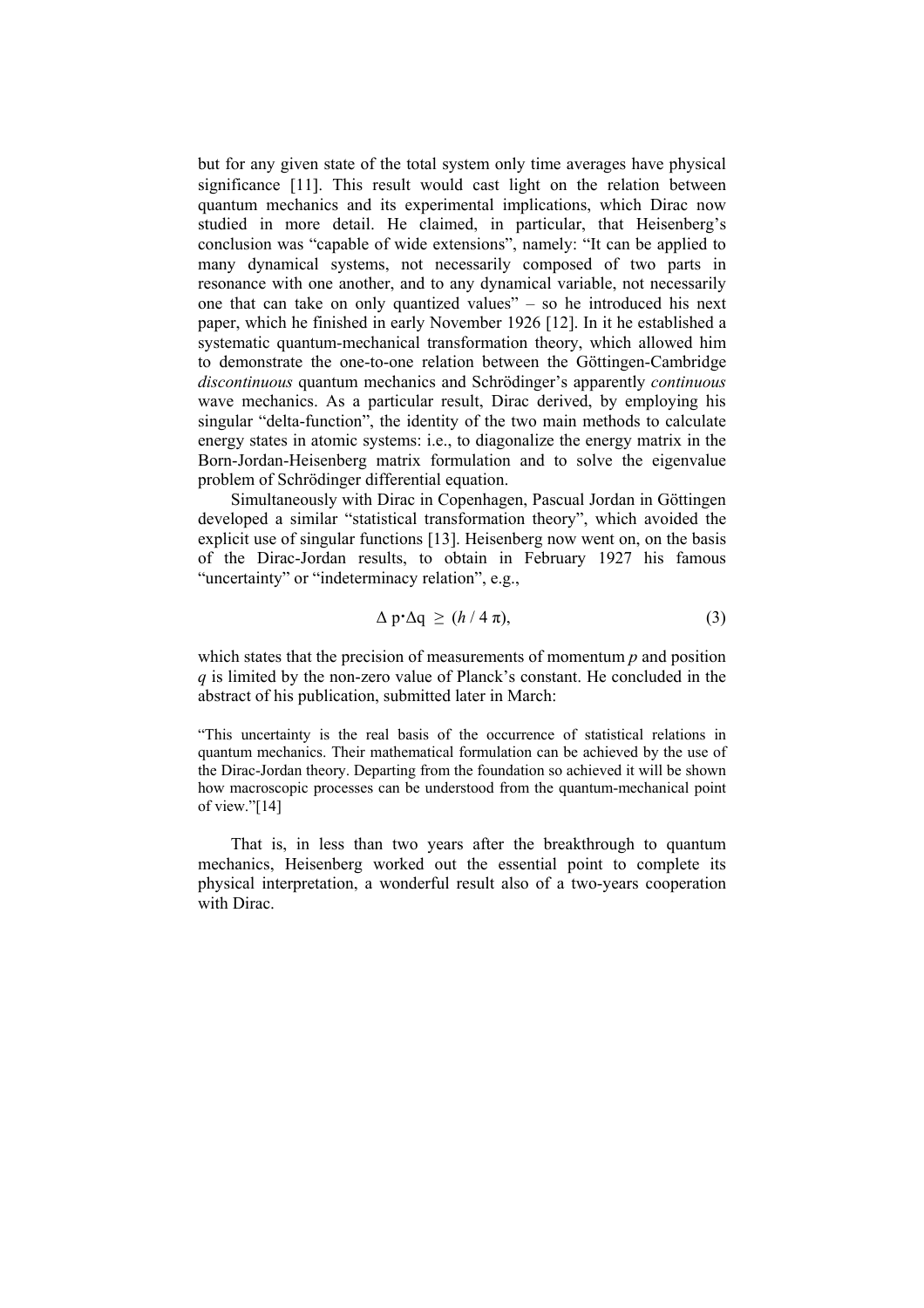but for any given state of the total system only time averages have physical significance [11]. This result would cast light on the relation between quantum mechanics and its experimental implications, which Dirac now studied in more detail. He claimed, in particular, that Heisenberg's conclusion was "capable of wide extensions", namely: "It can be applied to many dynamical systems, not necessarily composed of two parts in resonance with one another, and to any dynamical variable, not necessarily one that can take on only quantized values" – so he introduced his next paper, which he finished in early November 1926 [12]. In it he established a systematic quantum-mechanical transformation theory, which allowed him to demonstrate the one-to-one relation between the Göttingen-Cambridge *discontinuous* quantum mechanics and Schrödinger's apparently *continuous* wave mechanics. As a particular result, Dirac derived, by employing his singular "delta-function", the identity of the two main methods to calculate energy states in atomic systems: i.e., to diagonalize the energy matrix in the Born-Jordan-Heisenberg matrix formulation and to solve the eigenvalue problem of Schrödinger differential equation.

Simultaneously with Dirac in Copenhagen, Pascual Jordan in Göttingen developed a similar "statistical transformation theory", which avoided the explicit use of singular functions [13]. Heisenberg now went on, on the basis of the Dirac-Jordan results, to obtain in February 1927 his famous "uncertainty" or "indeterminacy relation", e.g.,

$$\Delta p \cdot \Delta q \geq (h / 4\pi), \tag{3}$$

which states that the precision of measurements of momentum $p$ and position $q$ is limited by the non-zero value of Planck's constant. He concluded in the abstract of his publication, submitted later in March:

> "This uncertainty is the real basis of the occurrence of statistical relations in quantum mechanics. Their mathematical formulation can be achieved by the use of the Dirac-Jordan theory. Departing from the foundation so achieved it will be shown how macroscopic processes can be understood from the quantum-mechanical point of view."[14]

That is, in less than two years after the breakthrough to quantum mechanics, Heisenberg worked out the essential point to complete its physical interpretation, a wonderful result also of a two-years cooperation with Dirac.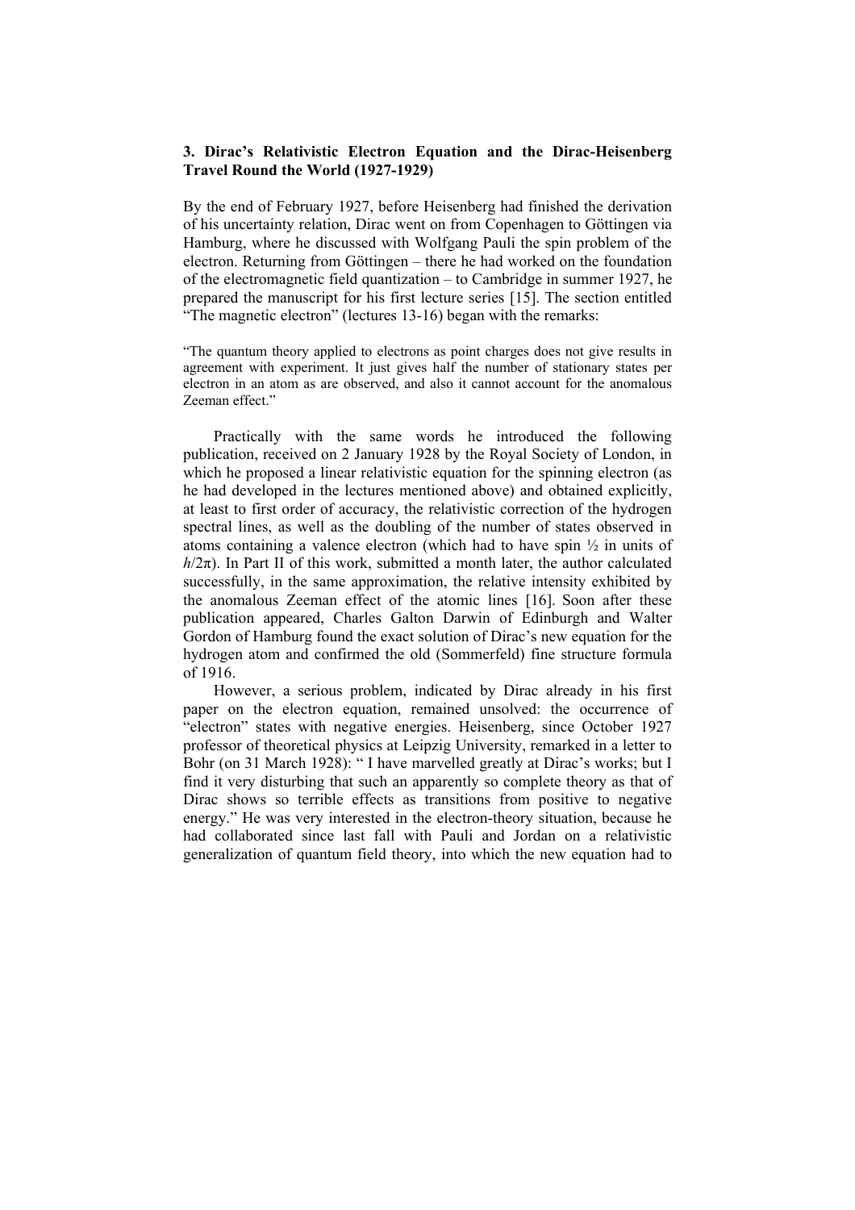### 3. Dirac's Relativistic Electron Equation and the Dirac-Heisenberg Travel Round the World (1927-1929)

By the end of February 1927, before Heisenberg had finished the derivation of his uncertainty relation, Dirac went on from Copenhagen to Göttingen via Hamburg, where he discussed with Wolfgang Pauli the spin problem of the electron. Returning from Göttingen – there he had worked on the foundation of the electromagnetic field quantization – to Cambridge in summer 1927, he prepared the manuscript for his first lecture series [15]. The section entitled "The magnetic electron" (lectures 13-16) began with the remarks:

> "The quantum theory applied to electrons as point charges does not give results in agreement with experiment. It just gives half the number of stationary states per electron in an atom as are observed, and also it cannot account for the anomalous Zeeman effect."

Practically with the same words he introduced the following publication, received on 2 January 1928 by the Royal Society of London, in which he proposed a linear relativistic equation for the spinning electron (as he had developed in the lectures mentioned above) and obtained explicitly, at least to first order of accuracy, the relativistic correction of the hydrogen spectral lines, as well as the doubling of the number of states observed in atoms containing a valence electron (which had to have spin ½ in units of $h/2\pi$). In Part II of this work, submitted a month later, the author calculated successfully, in the same approximation, the relative intensity exhibited by the anomalous Zeeman effect of the atomic lines [16]. Soon after these publication appeared, Charles Galton Darwin of Edinburgh and Walter Gordon of Hamburg found the exact solution of Dirac's new equation for the hydrogen atom and confirmed the old (Sommerfeld) fine structure formula of 1916.

However, a serious problem, indicated by Dirac already in his first paper on the electron equation, remained unsolved: the occurrence of "electron" states with negative energies. Heisenberg, since October 1927 professor of theoretical physics at Leipzig University, remarked in a letter to Bohr (on 31 March 1928): " I have marvelled greatly at Dirac's works; but I find it very disturbing that such an apparently so complete theory as that of Dirac shows so terrible effects as transitions from positive to negative energy." He was very interested in the electron-theory situation, because he had collaborated since last fall with Pauli and Jordan on a relativistic generalization of quantum field theory, into which the new equation had to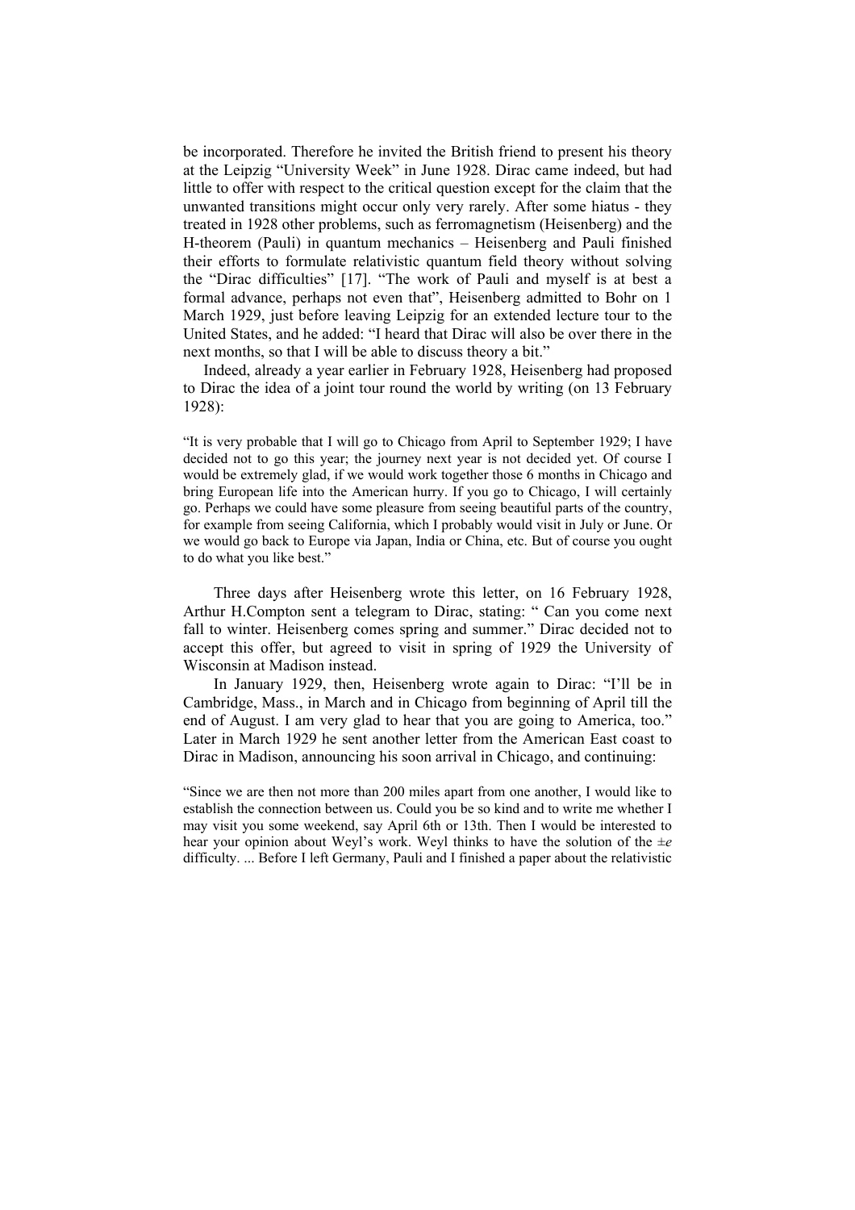be incorporated. Therefore he invited the British friend to present his theory at the Leipzig "University Week" in June 1928. Dirac came indeed, but had little to offer with respect to the critical question except for the claim that the unwanted transitions might occur only very rarely. After some hiatus - they treated in 1928 other problems, such as ferromagnetism (Heisenberg) and the H-theorem (Pauli) in quantum mechanics – Heisenberg and Pauli finished their efforts to formulate relativistic quantum field theory without solving the "Dirac difficulties" [17]. "The work of Pauli and myself is at best a formal advance, perhaps not even that", Heisenberg admitted to Bohr on 1 March 1929, just before leaving Leipzig for an extended lecture tour to the United States, and he added: "I heard that Dirac will also be over there in the next months, so that I will be able to discuss theory a bit."

Indeed, already a year earlier in February 1928, Heisenberg had proposed to Dirac the idea of a joint tour round the world by writing (on 13 February 1928):

> "It is very probable that I will go to Chicago from April to September 1929; I have decided not to go this year; the journey next year is not decided yet. Of course I would be extremely glad, if we would work together those 6 months in Chicago and bring European life into the American hurry. If you go to Chicago, I will certainly go. Perhaps we could have some pleasure from seeing beautiful parts of the country, for example from seeing California, which I probably would visit in July or June. Or we would go back to Europe via Japan, India or China, etc. But of course you ought to do what you like best."

Three days after Heisenberg wrote this letter, on 16 February 1928, Arthur H.Compton sent a telegram to Dirac, stating: " Can you come next fall to winter. Heisenberg comes spring and summer." Dirac decided not to accept this offer, but agreed to visit in spring of 1929 the University of Wisconsin at Madison instead.

In January 1929, then, Heisenberg wrote again to Dirac: "I'll be in Cambridge, Mass., in March and in Chicago from beginning of April till the end of August. I am very glad to hear that you are going to America, too." Later in March 1929 he sent another letter from the American East coast to Dirac in Madison, announcing his soon arrival in Chicago, and continuing:

> "Since we are then not more than 200 miles apart from one another, I would like to establish the connection between us. Could you be so kind and to write me whether I may visit you some weekend, say April 6th or 13th. Then I would be interested to hear your opinion about Weyl's work. Weyl thinks to have the solution of the $\pm e$ difficulty. ... Before I left Germany, Pauli and I finished a paper about the relativistic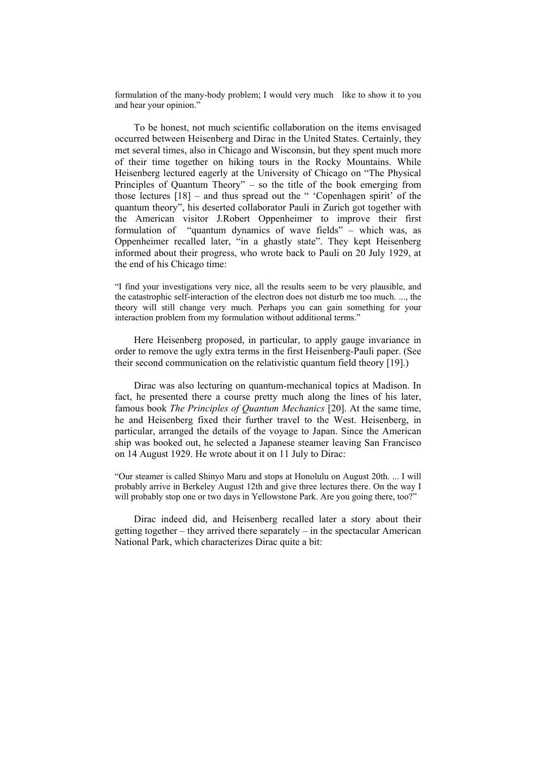formulation of the many-body problem; I would very much like to show it to you and hear your opinion."

To be honest, not much scientific collaboration on the items envisaged occurred between Heisenberg and Dirac in the United States. Certainly, they met several times, also in Chicago and Wisconsin, but they spent much more of their time together on hiking tours in the Rocky Mountains. While Heisenberg lectured eagerly at the University of Chicago on "The Physical Principles of Quantum Theory" – so the title of the book emerging from those lectures [18] – and thus spread out the " 'Copenhagen spirit' of the quantum theory", his deserted collaborator Pauli in Zurich got together with the American visitor J.Robert Oppenheimer to improve their first formulation of "quantum dynamics of wave fields" – which was, as Oppenheimer recalled later, "in a ghastly state". They kept Heisenberg informed about their progress, who wrote back to Pauli on 20 July 1929, at the end of his Chicago time:

"I find your investigations very nice, all the results seem to be very plausible, and the catastrophic self-interaction of the electron does not disturb me too much. ..., the theory will still change very much. Perhaps you can gain something for your interaction problem from my formulation without additional terms."

Here Heisenberg proposed, in particular, to apply gauge invariance in order to remove the ugly extra terms in the first Heisenberg-Pauli paper. (See their second communication on the relativistic quantum field theory [19].)

Dirac was also lecturing on quantum-mechanical topics at Madison. In fact, he presented there a course pretty much along the lines of his later, famous book *The Principles of Quantum Mechanics* [20]. At the same time, he and Heisenberg fixed their further travel to the West. Heisenberg, in particular, arranged the details of the voyage to Japan. Since the American ship was booked out, he selected a Japanese steamer leaving San Francisco on 14 August 1929. He wrote about it on 11 July to Dirac:

"Our steamer is called Shinyo Maru and stops at Honolulu on August 20th. ... I will probably arrive in Berkeley August 12th and give three lectures there. On the way I will probably stop one or two days in Yellowstone Park. Are you going there, too?"

Dirac indeed did, and Heisenberg recalled later a story about their getting together – they arrived there separately – in the spectacular American National Park, which characterizes Dirac quite a bit: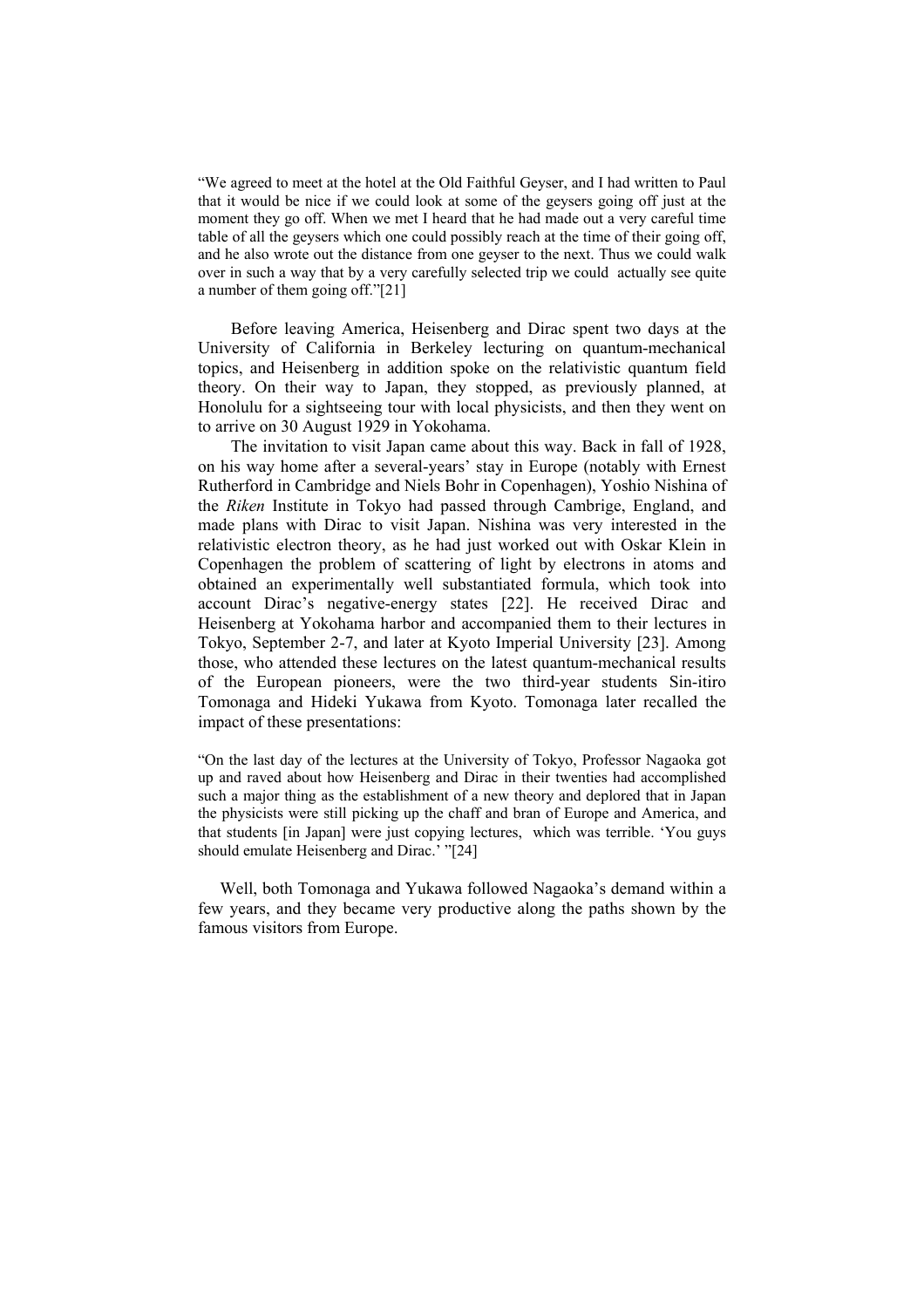> "We agreed to meet at the hotel at the Old Faithful Geyser, and I had written to Paul that it would be nice if we could look at some of the geysers going off just at the moment they go off. When we met I heard that he had made out a very careful time table of all the geysers which one could possibly reach at the time of their going off, and he also wrote out the distance from one geyser to the next. Thus we could walk over in such a way that by a very carefully selected trip we could actually see quite a number of them going off."[21]

Before leaving America, Heisenberg and Dirac spent two days at the University of California in Berkeley lecturing on quantum-mechanical topics, and Heisenberg in addition spoke on the relativistic quantum field theory. On their way to Japan, they stopped, as previously planned, at Honolulu for a sightseeing tour with local physicists, and then they went on to arrive on 30 August 1929 in Yokohama.

The invitation to visit Japan came about this way. Back in fall of 1928, on his way home after a several-years' stay in Europe (notably with Ernest Rutherford in Cambridge and Niels Bohr in Copenhagen), Yoshio Nishina of the *Riken* Institute in Tokyo had passed through Cambrige, England, and made plans with Dirac to visit Japan. Nishina was very interested in the relativistic electron theory, as he had just worked out with Oskar Klein in Copenhagen the problem of scattering of light by electrons in atoms and obtained an experimentally well substantiated formula, which took into account Dirac's negative-energy states [22]. He received Dirac and Heisenberg at Yokohama harbor and accompanied them to their lectures in Tokyo, September 2-7, and later at Kyoto Imperial University [23]. Among those, who attended these lectures on the latest quantum-mechanical results of the European pioneers, were the two third-year students Sin-itiro Tomonaga and Hideki Yukawa from Kyoto. Tomonaga later recalled the impact of these presentations:

> "On the last day of the lectures at the University of Tokyo, Professor Nagaoka got up and raved about how Heisenberg and Dirac in their twenties had accomplished such a major thing as the establishment of a new theory and deplored that in Japan the physicists were still picking up the chaff and bran of Europe and America, and that students [in Japan] were just copying lectures, which was terrible. 'You guys should emulate Heisenberg and Dirac.' "[24]

Well, both Tomonaga and Yukawa followed Nagaoka's demand within a few years, and they became very productive along the paths shown by the famous visitors from Europe.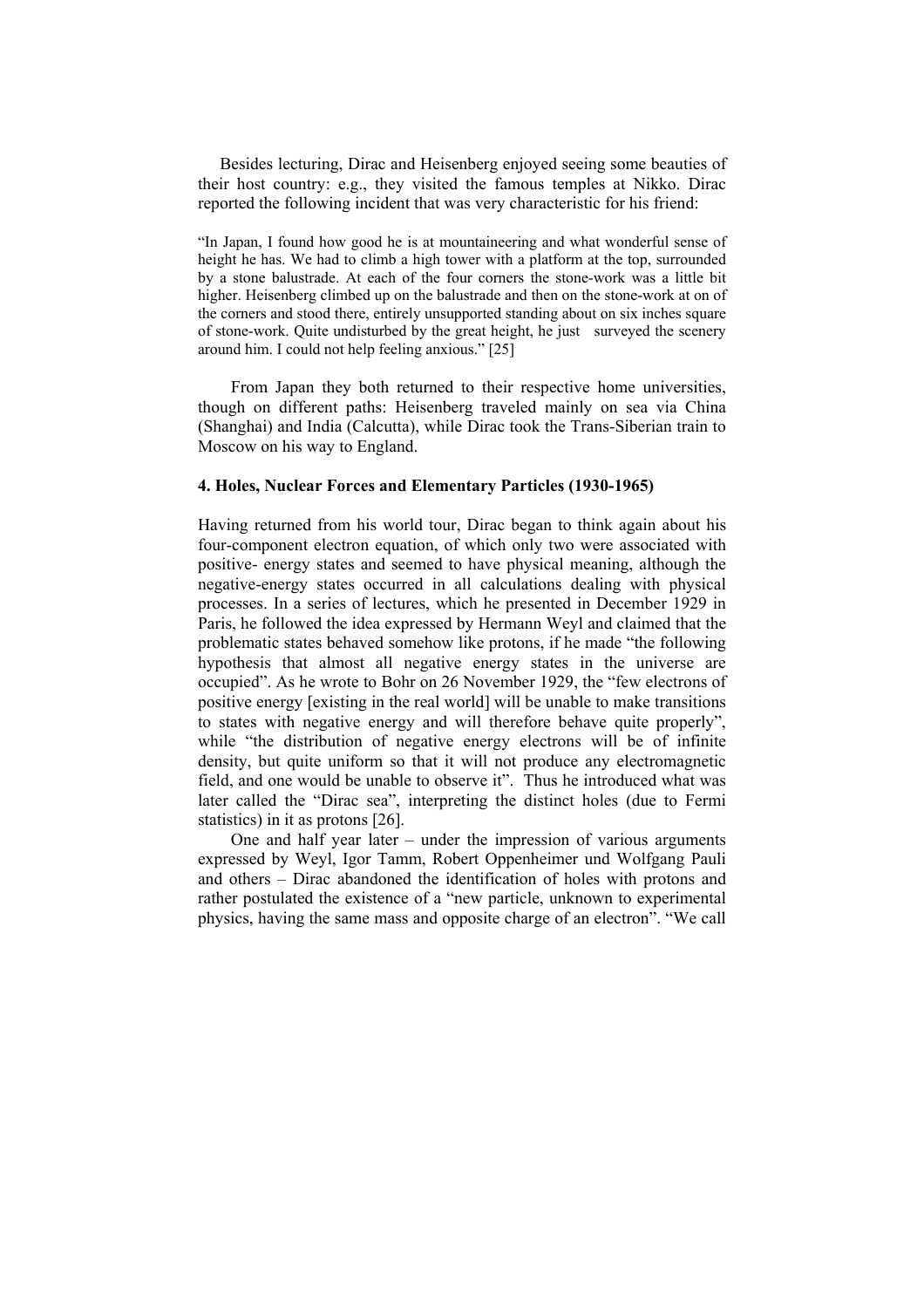Besides lecturing, Dirac and Heisenberg enjoyed seeing some beauties of their host country: e.g., they visited the famous temples at Nikko. Dirac reported the following incident that was very characteristic for his friend:

> "In Japan, I found how good he is at mountaineering and what wonderful sense of height he has. We had to climb a high tower with a platform at the top, surrounded by a stone balustrade. At each of the four corners the stone-work was a little bit higher. Heisenberg climbed up on the balustrade and then on the stone-work at on of the corners and stood there, entirely unsupported standing about on six inches square of stone-work. Quite undisturbed by the great height, he just surveyed the scenery around him. I could not help feeling anxious." [25]

From Japan they both returned to their respective home universities, though on different paths: Heisenberg traveled mainly on sea via China (Shanghai) and India (Calcutta), while Dirac took the Trans-Siberian train to Moscow on his way to England.

### 4. Holes, Nuclear Forces and Elementary Particles (1930-1965)

Having returned from his world tour, Dirac began to think again about his four-component electron equation, of which only two were associated with positive- energy states and seemed to have physical meaning, although the negative-energy states occurred in all calculations dealing with physical processes. In a series of lectures, which he presented in December 1929 in Paris, he followed the idea expressed by Hermann Weyl and claimed that the problematic states behaved somehow like protons, if he made "the following hypothesis that almost all negative energy states in the universe are occupied". As he wrote to Bohr on 26 November 1929, the "few electrons of positive energy [existing in the real world] will be unable to make transitions to states with negative energy and will therefore behave quite properly", while "the distribution of negative energy electrons will be of infinite density, but quite uniform so that it will not produce any electromagnetic field, and one would be unable to observe it". Thus he introduced what was later called the "Dirac sea", interpreting the distinct holes (due to Fermi statistics) in it as protons [26].

One and half year later – under the impression of various arguments expressed by Weyl, Igor Tamm, Robert Oppenheimer und Wolfgang Pauli and others – Dirac abandoned the identification of holes with protons and rather postulated the existence of a "new particle, unknown to experimental physics, having the same mass and opposite charge of an electron". "We call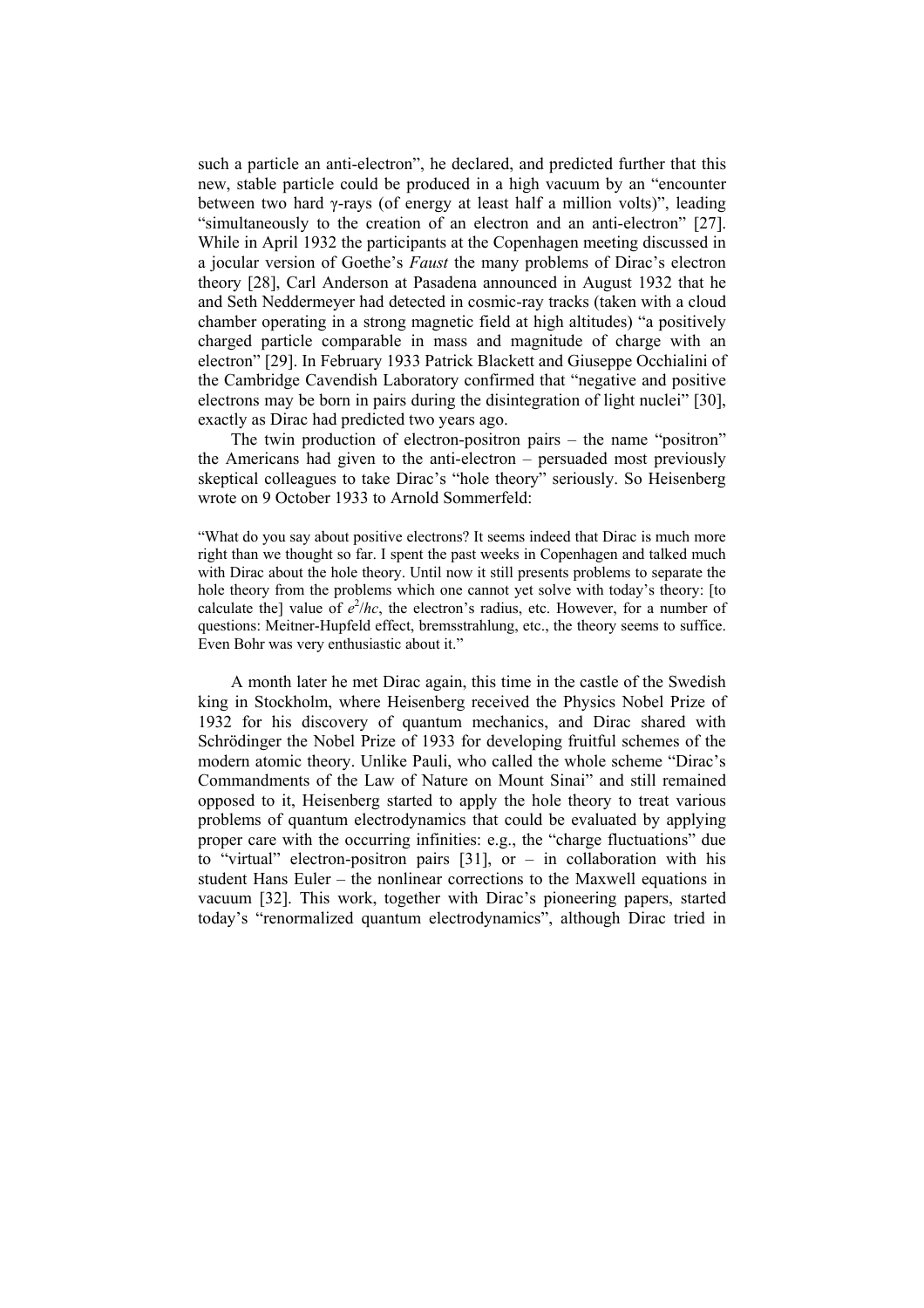such a particle an anti-electron", he declared, and predicted further that this new, stable particle could be produced in a high vacuum by an "encounter between two hard γ-rays (of energy at least half a million volts)", leading "simultaneously to the creation of an electron and an anti-electron" [27]. While in April 1932 the participants at the Copenhagen meeting discussed in a jocular version of Goethe's *Faust* the many problems of Dirac's electron theory [28], Carl Anderson at Pasadena announced in August 1932 that he and Seth Neddermeyer had detected in cosmic-ray tracks (taken with a cloud chamber operating in a strong magnetic field at high altitudes) "a positively charged particle comparable in mass and magnitude of charge with an electron" [29]. In February 1933 Patrick Blackett and Giuseppe Occhialini of the Cambridge Cavendish Laboratory confirmed that "negative and positive electrons may be born in pairs during the disintegration of light nuclei" [30], exactly as Dirac had predicted two years ago.

The twin production of electron-positron pairs – the name "positron" the Americans had given to the anti-electron – persuaded most previously skeptical colleagues to take Dirac's "hole theory" seriously. So Heisenberg wrote on 9 October 1933 to Arnold Sommerfeld:

> "What do you say about positive electrons? It seems indeed that Dirac is much more right than we thought so far. I spent the past weeks in Copenhagen and talked much with Dirac about the hole theory. Until now it still presents problems to separate the hole theory from the problems which one cannot yet solve with today's theory: [to calculate the] value of $e^2/hc$, the electron's radius, etc. However, for a number of questions: Meitner-Hupfeld effect, bremsstrahlung, etc., the theory seems to suffice. Even Bohr was very enthusiastic about it."

A month later he met Dirac again, this time in the castle of the Swedish king in Stockholm, where Heisenberg received the Physics Nobel Prize of 1932 for his discovery of quantum mechanics, and Dirac shared with Schrödinger the Nobel Prize of 1933 for developing fruitful schemes of the modern atomic theory. Unlike Pauli, who called the whole scheme "Dirac's Commandments of the Law of Nature on Mount Sinai" and still remained opposed to it, Heisenberg started to apply the hole theory to treat various problems of quantum electrodynamics that could be evaluated by applying proper care with the occurring infinities: e.g., the "charge fluctuations" due to "virtual" electron-positron pairs [31], or – in collaboration with his student Hans Euler – the nonlinear corrections to the Maxwell equations in vacuum [32]. This work, together with Dirac's pioneering papers, started today's "renormalized quantum electrodynamics", although Dirac tried in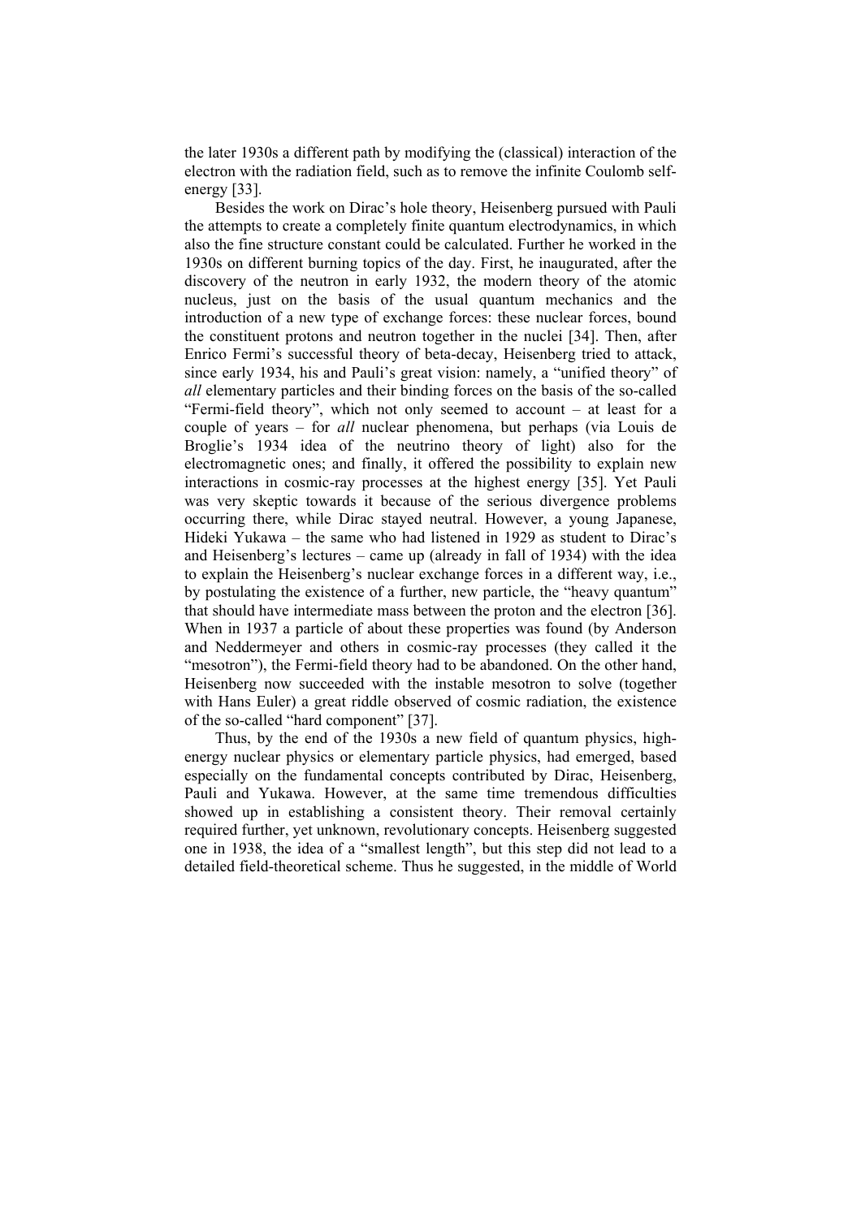the later 1930s a different path by modifying the (classical) interaction of the electron with the radiation field, such as to remove the infinite Coulomb self-energy [33].

Besides the work on Dirac's hole theory, Heisenberg pursued with Pauli the attempts to create a completely finite quantum electrodynamics, in which also the fine structure constant could be calculated. Further he worked in the 1930s on different burning topics of the day. First, he inaugurated, after the discovery of the neutron in early 1932, the modern theory of the atomic nucleus, just on the basis of the usual quantum mechanics and the introduction of a new type of exchange forces: these nuclear forces, bound the constituent protons and neutron together in the nuclei [34]. Then, after Enrico Fermi's successful theory of beta-decay, Heisenberg tried to attack, since early 1934, his and Pauli's great vision: namely, a "unified theory" of *all* elementary particles and their binding forces on the basis of the so-called "Fermi-field theory", which not only seemed to account – at least for a couple of years – for *all* nuclear phenomena, but perhaps (via Louis de Broglie's 1934 idea of the neutrino theory of light) also for the electromagnetic ones; and finally, it offered the possibility to explain new interactions in cosmic-ray processes at the highest energy [35]. Yet Pauli was very skeptic towards it because of the serious divergence problems occurring there, while Dirac stayed neutral. However, a young Japanese, Hideki Yukawa – the same who had listened in 1929 as student to Dirac's and Heisenberg's lectures – came up (already in fall of 1934) with the idea to explain the Heisenberg's nuclear exchange forces in a different way, i.e., by postulating the existence of a further, new particle, the "heavy quantum" that should have intermediate mass between the proton and the electron [36]. When in 1937 a particle of about these properties was found (by Anderson and Neddermeyer and others in cosmic-ray processes (they called it the "mesotron"), the Fermi-field theory had to be abandoned. On the other hand, Heisenberg now succeeded with the instable mesotron to solve (together with Hans Euler) a great riddle observed of cosmic radiation, the existence of the so-called "hard component" [37].

Thus, by the end of the 1930s a new field of quantum physics, high-energy nuclear physics or elementary particle physics, had emerged, based especially on the fundamental concepts contributed by Dirac, Heisenberg, Pauli and Yukawa. However, at the same time tremendous difficulties showed up in establishing a consistent theory. Their removal certainly required further, yet unknown, revolutionary concepts. Heisenberg suggested one in 1938, the idea of a "smallest length", but this step did not lead to a detailed field-theoretical scheme. Thus he suggested, in the middle of World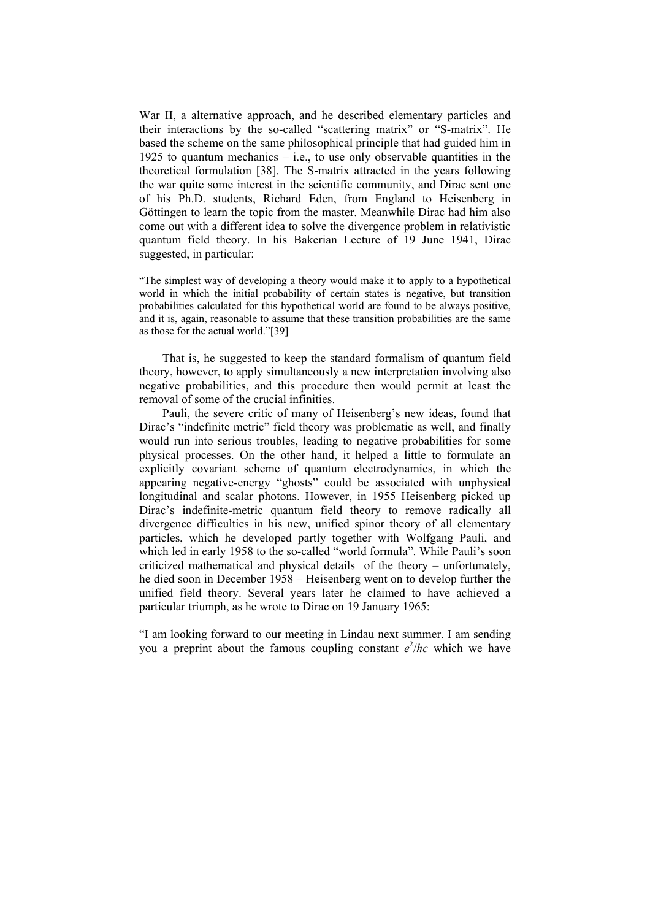War II, a alternative approach, and he described elementary particles and their interactions by the so-called "scattering matrix" or "S-matrix". He based the scheme on the same philosophical principle that had guided him in 1925 to quantum mechanics – i.e., to use only observable quantities in the theoretical formulation [38]. The S-matrix attracted in the years following the war quite some interest in the scientific community, and Dirac sent one of his Ph.D. students, Richard Eden, from England to Heisenberg in Göttingen to learn the topic from the master. Meanwhile Dirac had him also come out with a different idea to solve the divergence problem in relativistic quantum field theory. In his Bakerian Lecture of 19 June 1941, Dirac suggested, in particular:

"The simplest way of developing a theory would make it to apply to a hypothetical world in which the initial probability of certain states is negative, but transition probabilities calculated for this hypothetical world are found to be always positive, and it is, again, reasonable to assume that these transition probabilities are the same as those for the actual world."[39]

That is, he suggested to keep the standard formalism of quantum field theory, however, to apply simultaneously a new interpretation involving also negative probabilities, and this procedure then would permit at least the removal of some of the crucial infinities.

Pauli, the severe critic of many of Heisenberg's new ideas, found that Dirac's "indefinite metric" field theory was problematic as well, and finally would run into serious troubles, leading to negative probabilities for some physical processes. On the other hand, it helped a little to formulate an explicitly covariant scheme of quantum electrodynamics, in which the appearing negative-energy "ghosts" could be associated with unphysical longitudinal and scalar photons. However, in 1955 Heisenberg picked up Dirac's indefinite-metric quantum field theory to remove radically all divergence difficulties in his new, unified spinor theory of all elementary particles, which he developed partly together with Wolfgang Pauli, and which led in early 1958 to the so-called "world formula". While Pauli's soon criticized mathematical and physical details of the theory – unfortunately, he died soon in December 1958 – Heisenberg went on to develop further the unified field theory. Several years later he claimed to have achieved a particular triumph, as he wrote to Dirac on 19 January 1965:

"I am looking forward to our meeting in Lindau next summer. I am sending you a preprint about the famous coupling constant $e^2/hc$ which we have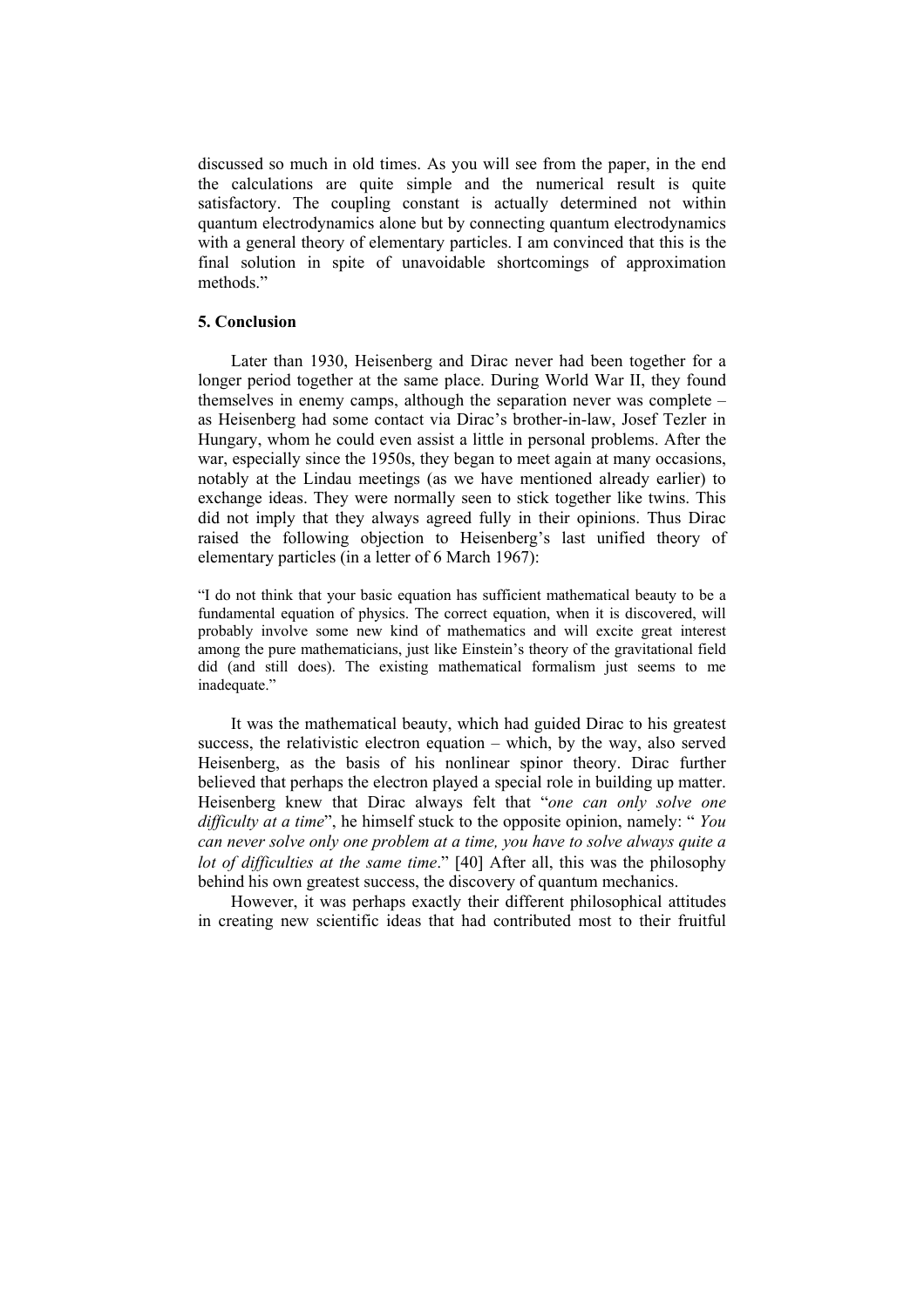discussed so much in old times. As you will see from the paper, in the end the calculations are quite simple and the numerical result is quite satisfactory. The coupling constant is actually determined not within quantum electrodynamics alone but by connecting quantum electrodynamics with a general theory of elementary particles. I am convinced that this is the final solution in spite of unavoidable shortcomings of approximation methods."

**5. Conclusion**

Later than 1930, Heisenberg and Dirac never had been together for a longer period together at the same place. During World War II, they found themselves in enemy camps, although the separation never was complete – as Heisenberg had some contact via Dirac's brother-in-law, Josef Tezler in Hungary, whom he could even assist a little in personal problems. After the war, especially since the 1950s, they began to meet again at many occasions, notably at the Lindau meetings (as we have mentioned already earlier) to exchange ideas. They were normally seen to stick together like twins. This did not imply that they always agreed fully in their opinions. Thus Dirac raised the following objection to Heisenberg's last unified theory of elementary particles (in a letter of 6 March 1967):

"I do not think that your basic equation has sufficient mathematical beauty to be a fundamental equation of physics. The correct equation, when it is discovered, will probably involve some new kind of mathematics and will excite great interest among the pure mathematicians, just like Einstein's theory of the gravitational field did (and still does). The existing mathematical formalism just seems to me inadequate."

It was the mathematical beauty, which had guided Dirac to his greatest success, the relativistic electron equation – which, by the way, also served Heisenberg, as the basis of his nonlinear spinor theory. Dirac further believed that perhaps the electron played a special role in building up matter. Heisenberg knew that Dirac always felt that "*one can only solve one difficulty at a time*", he himself stuck to the opposite opinion, namely: " *You can never solve only one problem at a time, you have to solve always quite a lot of difficulties at the same time*." [40] After all, this was the philosophy behind his own greatest success, the discovery of quantum mechanics.

However, it was perhaps exactly their different philosophical attitudes in creating new scientific ideas that had contributed most to their fruitful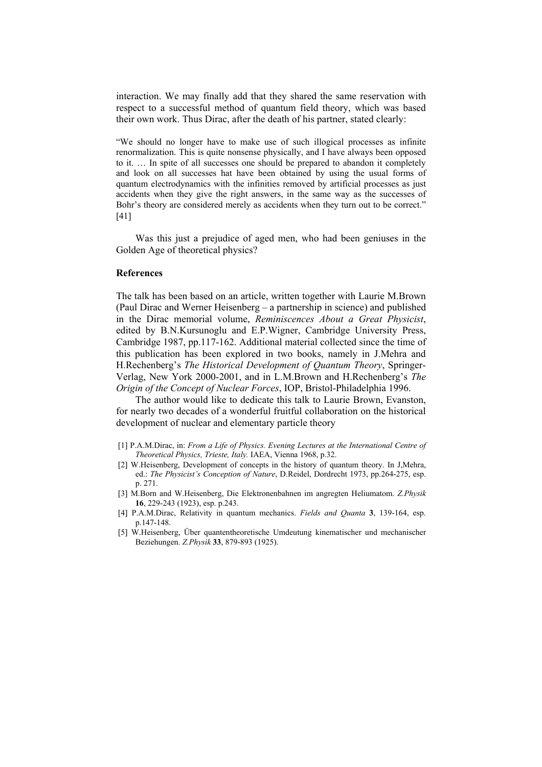interaction. We may finally add that they shared the same reservation with respect to a successful method of quantum field theory, which was based their own work. Thus Dirac, after the death of his partner, stated clearly:

> "We should no longer have to make use of such illogical processes as infinite renormalization. This is quite nonsense physically, and I have always been opposed to it. … In spite of all successes one should be prepared to abandon it completely and look on all successes hat have been obtained by using the usual forms of quantum electrodynamics with the infinities removed by artificial processes as just accidents when they give the right answers, in the same way as the successes of Bohr's theory are considered merely as accidents when they turn out to be correct." [41]

Was this just a prejudice of aged men, who had been geniuses in the Golden Age of theoretical physics?

## References

The talk has been based on an article, written together with Laurie M.Brown (Paul Dirac and Werner Heisenberg – a partnership in science) and published in the Dirac memorial volume, *Reminiscences About a Great Physicist*, edited by B.N.Kursunoglu and E.P.Wigner, Cambridge University Press, Cambridge 1987, pp.117-162. Additional material collected since the time of this publication has been explored in two books, namely in J.Mehra and H.Rechenberg's *The Historical Development of Quantum Theory*, Springer-Verlag, New York 2000-2001, and in L.M.Brown and H.Rechenberg's *The Origin of the Concept of Nuclear Forces*, IOP, Bristol-Philadelphia 1996.

The author would like to dedicate this talk to Laurie Brown, Evanston, for nearly two decades of a wonderful fruitful collaboration on the historical development of nuclear and elementary particle theory

[1] P.A.M.Dirac, in: *From a Life of Physics. Evening Lectures at the International Centre of Theoretical Physics, Trieste, Italy.* IAEA, Vienna 1968, p.32.

[2] W.Heisenberg, Development of concepts in the history of quantum theory. In J,Mehra, ed.: *The Physicist's Conception of Nature*, D.Reidel, Dordrecht 1973, pp.264-275, esp. p. 271.

[3] M.Born and W.Heisenberg, Die Elektronenbahnen im angregten Heliumatom. *Z.Physik* **16**, 229-243 (1923), esp. p.243.

[4] P.A.M.Dirac, Relativity in quantum mechanics. *Fields and Quanta* **3**, 139-164, esp. p.147-148.

[5] W.Heisenberg, Über quantentheoretische Umdeutung kinematischer und mechanischer Beziehungen. *Z.Physik* **33**, 879-893 (1925).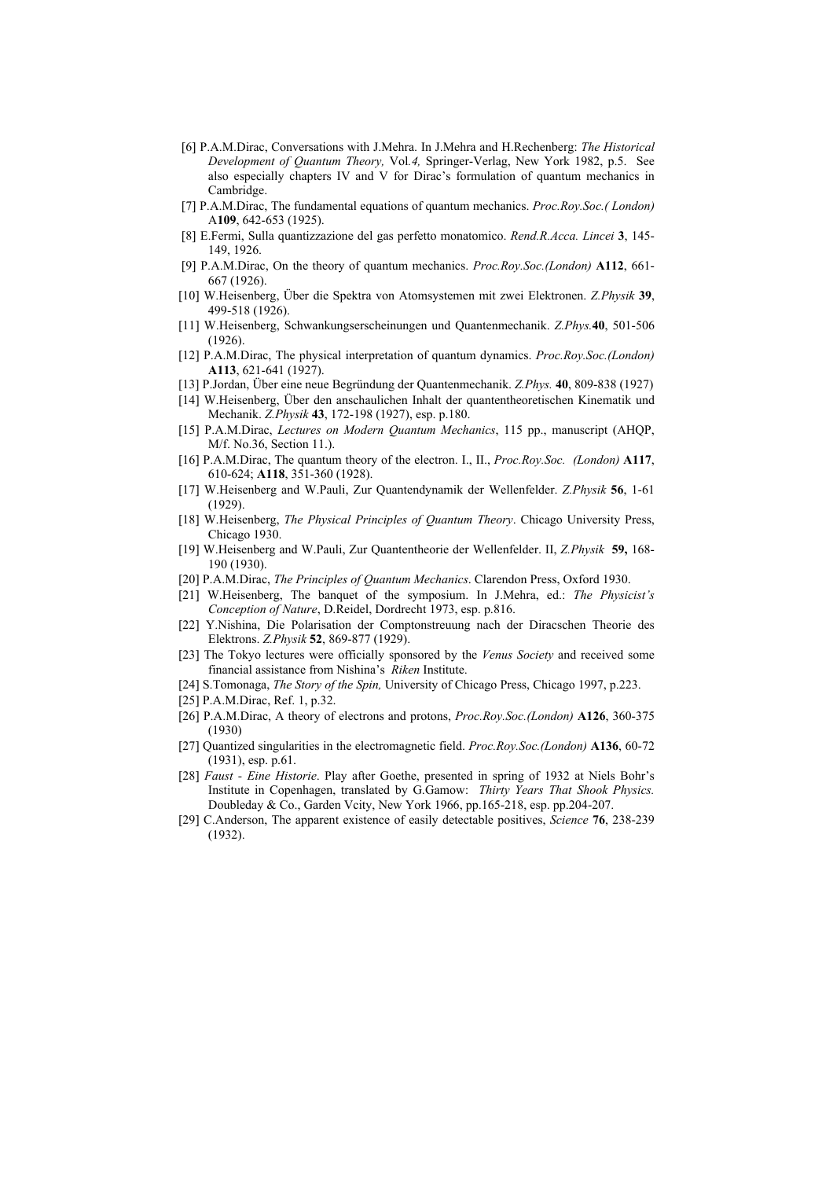[6] P.A.M.Dirac, Conversations with J.Mehra. In J.Mehra and H.Rechenberg: *The Historical Development of Quantum Theory,* Vol*.4,* Springer-Verlag, New York 1982, p.5. See also especially chapters IV and V for Dirac's formulation of quantum mechanics in Cambridge.

[7] P.A.M.Dirac, The fundamental equations of quantum mechanics. *Proc.Roy.Soc.( London)* A**109**, 642-653 (1925).

[8] E.Fermi, Sulla quantizzazione del gas perfetto monatomico. *Rend.R.Acca. Lincei* **3**, 145-149, 1926.

[9] P.A.M.Dirac, On the theory of quantum mechanics. *Proc.Roy.Soc.(London)* **A112**, 661-667 (1926).

[10] W.Heisenberg, Über die Spektra von Atomsystemen mit zwei Elektronen. *Z.Physik* **39**, 499-518 (1926).

[11] W.Heisenberg, Schwankungserscheinungen und Quantenmechanik. *Z.Phys.***40**, 501-506 (1926).

[12] P.A.M.Dirac, The physical interpretation of quantum dynamics. *Proc.Roy.Soc.(London)* **A113**, 621-641 (1927).

[13] P.Jordan, Über eine neue Begründung der Quantenmechanik. *Z.Phys.* **40**, 809-838 (1927)

[14] W.Heisenberg, Über den anschaulichen Inhalt der quantentheoretischen Kinematik und Mechanik. *Z.Physik* **43**, 172-198 (1927), esp. p.180.

[15] P.A.M.Dirac, *Lectures on Modern Quantum Mechanics*, 115 pp., manuscript (AHQP, M/f. No.36, Section 11.).

[16] P.A.M.Dirac, The quantum theory of the electron. I., II., *Proc.Roy.Soc. (London)* **A117**, 610-624; **A118**, 351-360 (1928).

[17] W.Heisenberg and W.Pauli, Zur Quantendynamik der Wellenfelder. *Z.Physik* **56**, 1-61 (1929).

[18] W.Heisenberg, *The Physical Principles of Quantum Theory*. Chicago University Press, Chicago 1930.

[19] W.Heisenberg and W.Pauli, Zur Quantentheorie der Wellenfelder. II, *Z.Physik* **59,** 168-190 (1930).

[20] P.A.M.Dirac, *The Principles of Quantum Mechanics*. Clarendon Press, Oxford 1930.

[21] W.Heisenberg, The banquet of the symposium. In J.Mehra, ed.: *The Physicist's Conception of Nature*, D.Reidel, Dordrecht 1973, esp. p.816.

[22] Y.Nishina, Die Polarisation der Comptonstreuung nach der Diracschen Theorie des Elektrons. *Z.Physik* **52**, 869-877 (1929).

[23] The Tokyo lectures were officially sponsored by the *Venus Society* and received some financial assistance from Nishina's *Riken* Institute.

[24] S.Tomonaga, *The Story of the Spin,* University of Chicago Press, Chicago 1997, p.223.

[25] P.A.M.Dirac, Ref. 1, p.32.

[26] P.A.M.Dirac, A theory of electrons and protons, *Proc.Roy.Soc.(London)* **A126**, 360-375 (1930)

[27] Quantized singularities in the electromagnetic field. *Proc.Roy.Soc.(London)* **A136**, 60-72 (1931), esp. p.61.

[28] *Faust - Eine Historie*. Play after Goethe, presented in spring of 1932 at Niels Bohr's Institute in Copenhagen, translated by G.Gamow: *Thirty Years That Shook Physics.* Doubleday & Co., Garden Vcity, New York 1966, pp.165-218, esp. pp.204-207.

[29] C.Anderson, The apparent existence of easily detectable positives, *Science* **76**, 238-239 (1932).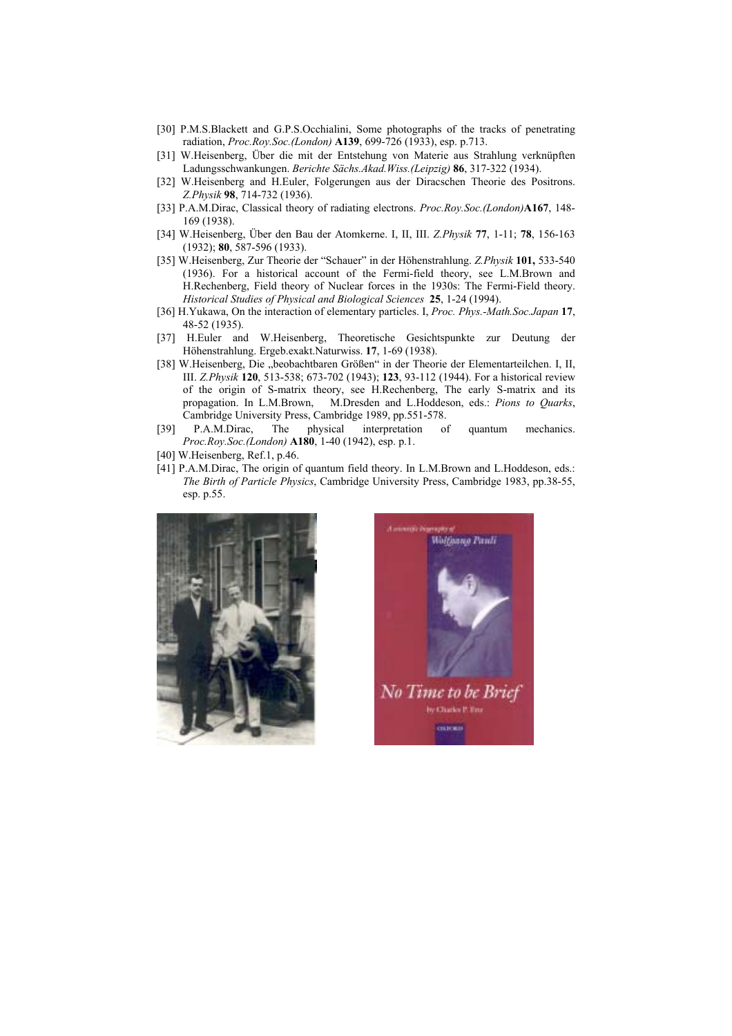[30] P.M.S.Blackett and G.P.S.Occhialini, Some photographs of the tracks of penetrating radiation, *Proc.Roy.Soc.(London)* **A139**, 699-726 (1933), esp. p.713.

[31] W.Heisenberg, Über die mit der Entstehung von Materie aus Strahlung verknüpften Ladungsschwankungen. *Berichte Sächs.Akad.Wiss.(Leipzig)* **86**, 317-322 (1934).

[32] W.Heisenberg and H.Euler, Folgerungen aus der Diracschen Theorie des Positrons. *Z.Physik* **98**, 714-732 (1936).

[33] P.A.M.Dirac, Classical theory of radiating electrons. *Proc.Roy.Soc.(London)***A167**, 148-169 (1938).

[34] W.Heisenberg, Über den Bau der Atomkerne. I, II, III. *Z.Physik* **77**, 1-11; **78**, 156-163 (1932); **80**, 587-596 (1933).

[35] W.Heisenberg, Zur Theorie der "Schauer" in der Höhenstrahlung. *Z.Physik* **101,** 533-540 (1936). For a historical account of the Fermi-field theory, see L.M.Brown and H.Rechenberg, Field theory of Nuclear forces in the 1930s: The Fermi-Field theory. *Historical Studies of Physical and Biological Sciences* **25**, 1-24 (1994).

[36] H.Yukawa, On the interaction of elementary particles. I, *Proc. Phys.-Math.Soc.Japan* **17**, 48-52 (1935).

[37] H.Euler and W.Heisenberg, Theoretische Gesichtspunkte zur Deutung der Höhenstrahlung. Ergeb.exakt.Naturwiss. **17**, 1-69 (1938).

[38] W.Heisenberg, Die „beobachtbaren Größen" in der Theorie der Elementarteilchen. I, II, III. *Z.Physik* **120**, 513-538; 673-702 (1943); **123**, 93-112 (1944). For a historical review of the origin of S-matrix theory, see H.Rechenberg, The early S-matrix and its propagation. In L.M.Brown, M.Dresden and L.Hoddeson, eds.: *Pions to Quarks*, Cambridge University Press, Cambridge 1989, pp.551-578.

[39] P.A.M.Dirac, The physical interpretation of quantum mechanics. *Proc.Roy.Soc.(London)* **A180**, 1-40 (1942), esp. p.1.

[40] W.Heisenberg, Ref.1, p.46.

[41] P.A.M.Dirac, The origin of quantum field theory. In L.M.Brown and L.Hoddeson, eds.: *The Birth of Particle Physics*, Cambridge University Press, Cambridge 1983, pp.38-55, esp. p.55.